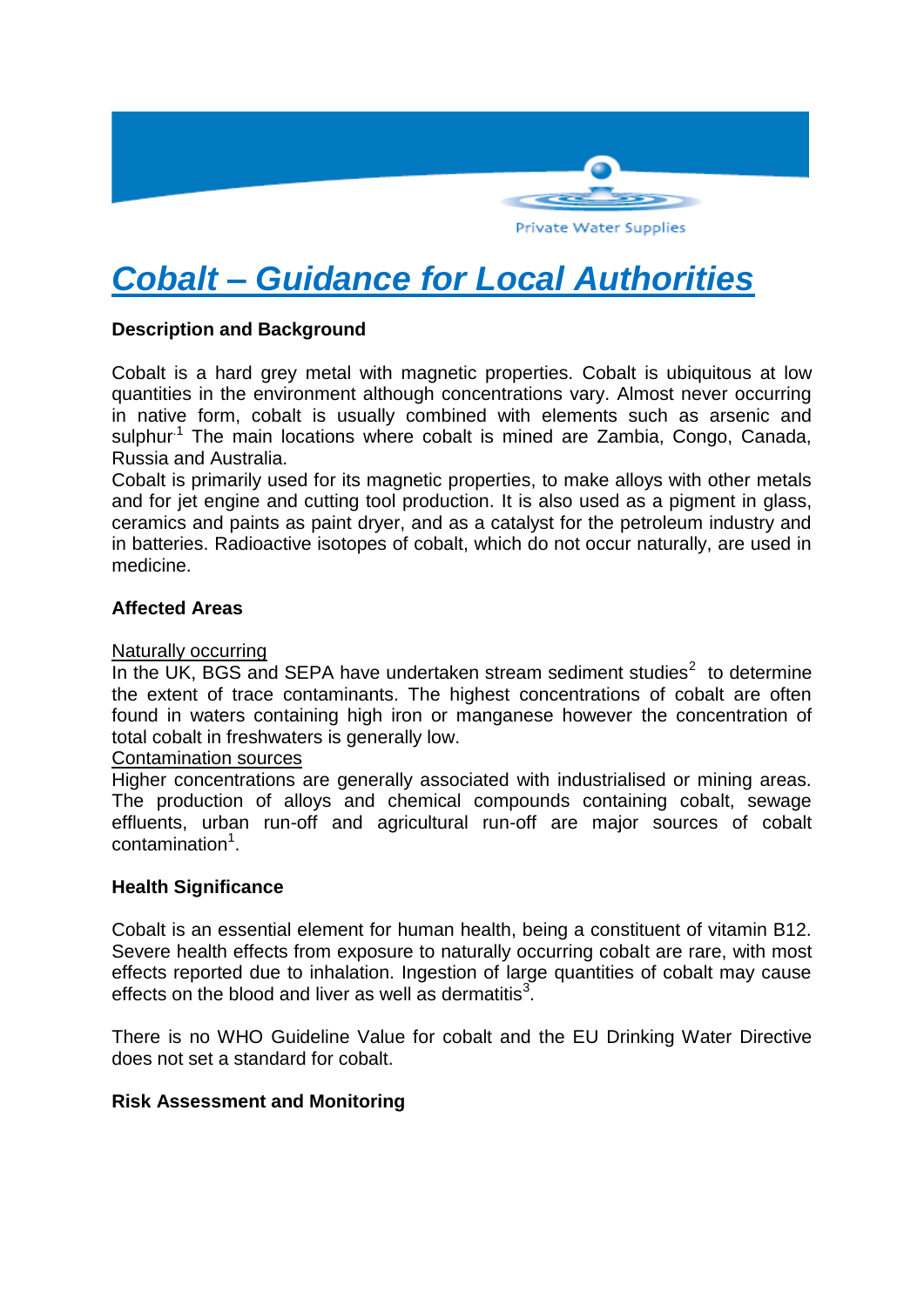# Cobalt – Guidance for Local Authorities

### Description and Background

Cobalt is a hard grey metal with magnetic properties. Cobalt is ubiquitous at low quantities in the environment although concentrations vary. Almost never occurring in native form, cobalt is usually combined with elements such as arsenic and sulphur.[1] The main locations where cobalt is mined are Zambia, Congo, Canada, Russia and Australia.

Cobalt is primarily used for its magnetic properties, to make alloys with other metals and for jet engine and cutting tool production. It is also used as a pigment in glass, ceramics and paints as paint dryer, and as a catalyst for the petroleum industry and in batteries. Radioactive isotopes of cobalt, which do not occur naturally, are used in medicine.

### Affected Areas

Naturally occurring

In the UK, BGS and SEPA have undertaken stream sediment studies[2] to determine the extent of trace contaminants. The highest concentrations of cobalt are often found in waters containing high iron or manganese however the concentration of total cobalt in freshwaters is generally low.

Contamination sources

Higher concentrations are generally associated with industrialised or mining areas. The production of alloys and chemical compounds containing cobalt, sewage effluents, urban run-off and agricultural run-off are major sources of cobalt contamination[1].

### Health Significance

Cobalt is an essential element for human health, being a constituent of vitamin B12. Severe health effects from exposure to naturally occurring cobalt are rare, with most effects reported due to inhalation. Ingestion of large quantities of cobalt may cause effects on the blood and liver as well as dermatitis[3].

There is no WHO Guideline Value for cobalt and the EU Drinking Water Directive does not set a standard for cobalt.

### Risk Assessment and Monitoring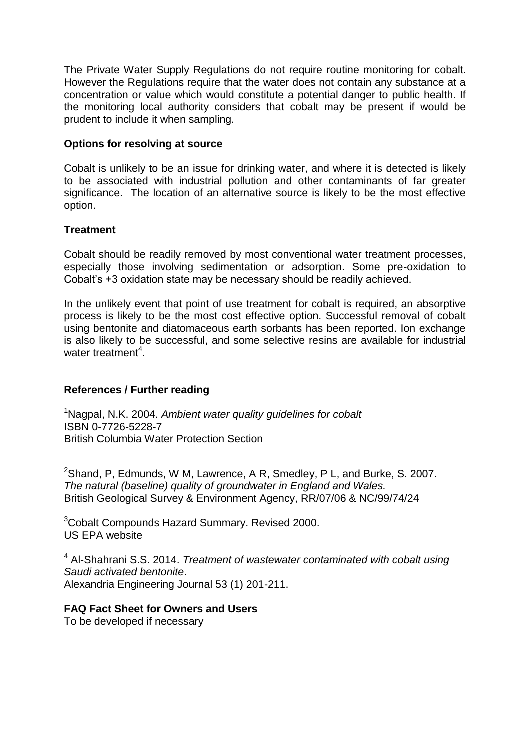The Private Water Supply Regulations do not require routine monitoring for cobalt. However the Regulations require that the water does not contain any substance at a concentration or value which would constitute a potential danger to public health. If the monitoring local authority considers that cobalt may be present if would be prudent to include it when sampling.

**Options for resolving at source**

Cobalt is unlikely to be an issue for drinking water, and where it is detected is likely to be associated with industrial pollution and other contaminants of far greater significance. The location of an alternative source is likely to be the most effective option.

**Treatment**

Cobalt should be readily removed by most conventional water treatment processes, especially those involving sedimentation or adsorption. Some pre-oxidation to Cobalt's +3 oxidation state may be necessary should be readily achieved.

In the unlikely event that point of use treatment for cobalt is required, an absorptive process is likely to be the most cost effective option. Successful removal of cobalt using bentonite and diatomaceous earth sorbants has been reported. Ion exchange is also likely to be successful, and some selective resins are available for industrial water treatment[4].

**References / Further reading**

[1]Nagpal, N.K. 2004. *Ambient water quality guidelines for cobalt*
ISBN 0-7726-5228-7
British Columbia Water Protection Section

[2]Shand, P, Edmunds, W M, Lawrence, A R, Smedley, P L, and Burke, S. 2007. *The natural (baseline) quality of groundwater in England and Wales.*
British Geological Survey & Environment Agency, RR/07/06 & NC/99/74/24

[3]Cobalt Compounds Hazard Summary. Revised 2000.
US EPA website

[4] Al-Shahrani S.S. 2014. *Treatment of wastewater contaminated with cobalt using Saudi activated bentonite*.
Alexandria Engineering Journal 53 (1) 201-211.

**FAQ Fact Sheet for Owners and Users**

To be developed if necessary